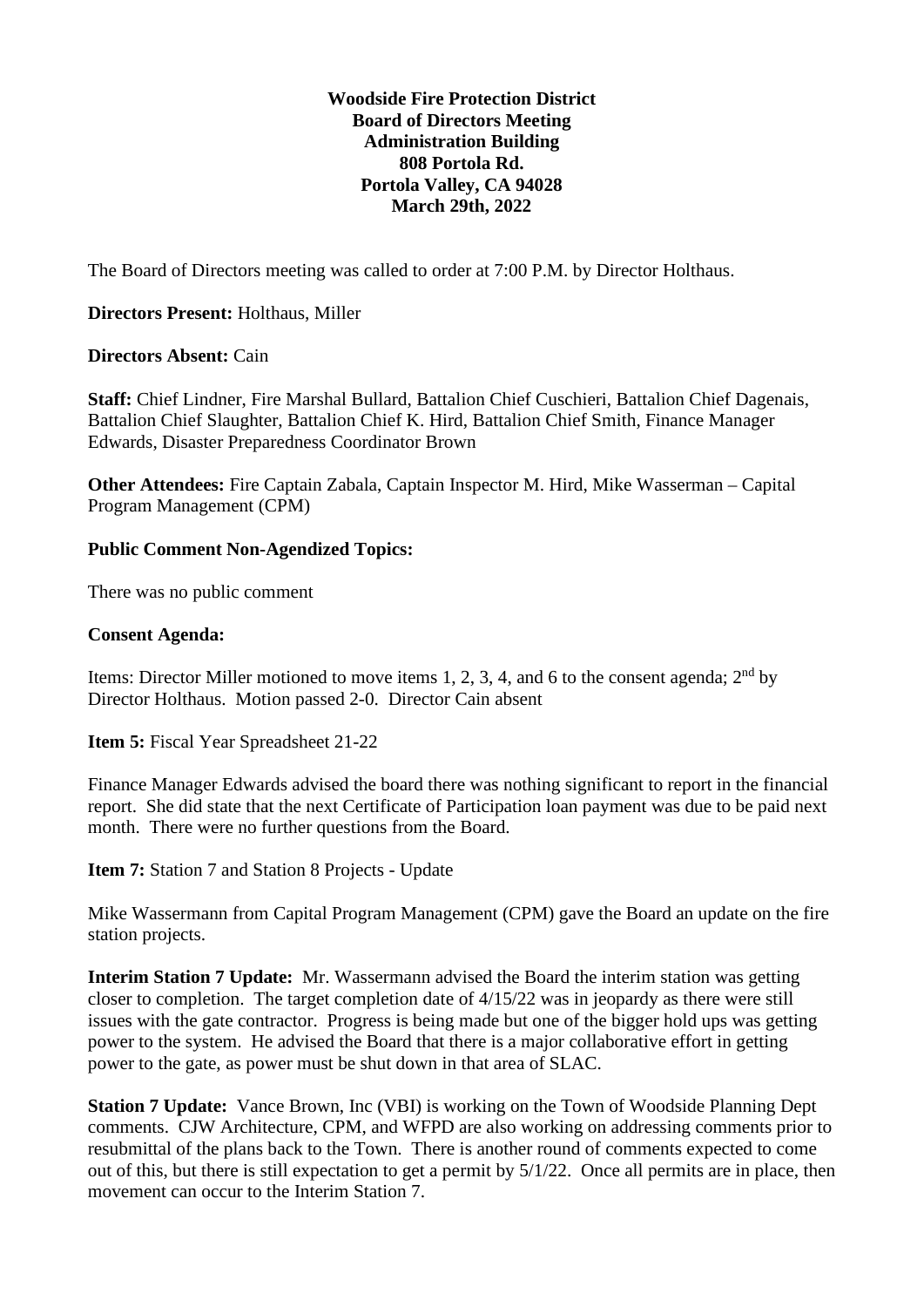**Woodside Fire Protection District**
**Board of Directors Meeting**
**Administration Building**
**808 Portola Rd.**
**Portola Valley, CA 94028**
**March 29th, 2022**

The Board of Directors meeting was called to order at 7:00 P.M. by Director Holthaus.

**Directors Present:** Holthaus, Miller

**Directors Absent:** Cain

**Staff:** Chief Lindner, Fire Marshal Bullard, Battalion Chief Cuschieri, Battalion Chief Dagenais, Battalion Chief Slaughter, Battalion Chief K. Hird, Battalion Chief Smith, Finance Manager Edwards, Disaster Preparedness Coordinator Brown

**Other Attendees:** Fire Captain Zabala, Captain Inspector M. Hird, Mike Wasserman – Capital Program Management (CPM)

**Public Comment Non-Agendized Topics:**

There was no public comment

**Consent Agenda:**

Items: Director Miller motioned to move items 1, 2, 3, 4, and 6 to the consent agenda; 2nd by Director Holthaus. Motion passed 2-0. Director Cain absent

**Item 5:** Fiscal Year Spreadsheet 21-22

Finance Manager Edwards advised the board there was nothing significant to report in the financial report. She did state that the next Certificate of Participation loan payment was due to be paid next month. There were no further questions from the Board.

**Item 7:** Station 7 and Station 8 Projects - Update

Mike Wassermann from Capital Program Management (CPM) gave the Board an update on the fire station projects.

**Interim Station 7 Update:** Mr. Wassermann advised the Board the interim station was getting closer to completion. The target completion date of 4/15/22 was in jeopardy as there were still issues with the gate contractor. Progress is being made but one of the bigger hold ups was getting power to the system. He advised the Board that there is a major collaborative effort in getting power to the gate, as power must be shut down in that area of SLAC.

**Station 7 Update:** Vance Brown, Inc (VBI) is working on the Town of Woodside Planning Dept comments. CJW Architecture, CPM, and WFPD are also working on addressing comments prior to resubmittal of the plans back to the Town. There is another round of comments expected to come out of this, but there is still expectation to get a permit by 5/1/22. Once all permits are in place, then movement can occur to the Interim Station 7.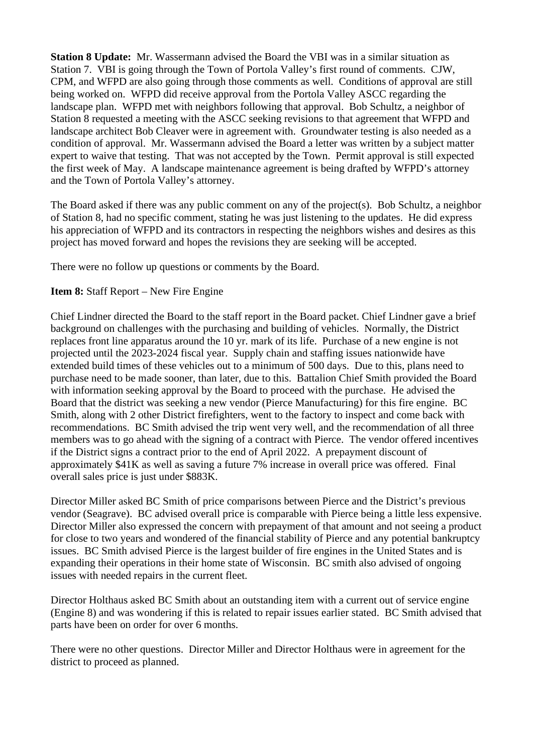**Station 8 Update:** Mr. Wassermann advised the Board the VBI was in a similar situation as Station 7. VBI is going through the Town of Portola Valley's first round of comments. CJW, CPM, and WFPD are also going through those comments as well. Conditions of approval are still being worked on. WFPD did receive approval from the Portola Valley ASCC regarding the landscape plan. WFPD met with neighbors following that approval. Bob Schultz, a neighbor of Station 8 requested a meeting with the ASCC seeking revisions to that agreement that WFPD and landscape architect Bob Cleaver were in agreement with. Groundwater testing is also needed as a condition of approval. Mr. Wassermann advised the Board a letter was written by a subject matter expert to waive that testing. That was not accepted by the Town. Permit approval is still expected the first week of May. A landscape maintenance agreement is being drafted by WFPD's attorney and the Town of Portola Valley's attorney.

The Board asked if there was any public comment on any of the project(s). Bob Schultz, a neighbor of Station 8, had no specific comment, stating he was just listening to the updates. He did express his appreciation of WFPD and its contractors in respecting the neighbors wishes and desires as this project has moved forward and hopes the revisions they are seeking will be accepted.

There were no follow up questions or comments by the Board.

**Item 8:** Staff Report – New Fire Engine

Chief Lindner directed the Board to the staff report in the Board packet. Chief Lindner gave a brief background on challenges with the purchasing and building of vehicles. Normally, the District replaces front line apparatus around the 10 yr. mark of its life. Purchase of a new engine is not projected until the 2023-2024 fiscal year. Supply chain and staffing issues nationwide have extended build times of these vehicles out to a minimum of 500 days. Due to this, plans need to purchase need to be made sooner, than later, due to this. Battalion Chief Smith provided the Board with information seeking approval by the Board to proceed with the purchase. He advised the Board that the district was seeking a new vendor (Pierce Manufacturing) for this fire engine. BC Smith, along with 2 other District firefighters, went to the factory to inspect and come back with recommendations. BC Smith advised the trip went very well, and the recommendation of all three members was to go ahead with the signing of a contract with Pierce. The vendor offered incentives if the District signs a contract prior to the end of April 2022. A prepayment discount of approximately \$41K as well as saving a future 7% increase in overall price was offered. Final overall sales price is just under \$883K.

Director Miller asked BC Smith of price comparisons between Pierce and the District's previous vendor (Seagrave). BC advised overall price is comparable with Pierce being a little less expensive. Director Miller also expressed the concern with prepayment of that amount and not seeing a product for close to two years and wondered of the financial stability of Pierce and any potential bankruptcy issues. BC Smith advised Pierce is the largest builder of fire engines in the United States and is expanding their operations in their home state of Wisconsin. BC smith also advised of ongoing issues with needed repairs in the current fleet.

Director Holthaus asked BC Smith about an outstanding item with a current out of service engine (Engine 8) and was wondering if this is related to repair issues earlier stated. BC Smith advised that parts have been on order for over 6 months.

There were no other questions. Director Miller and Director Holthaus were in agreement for the district to proceed as planned.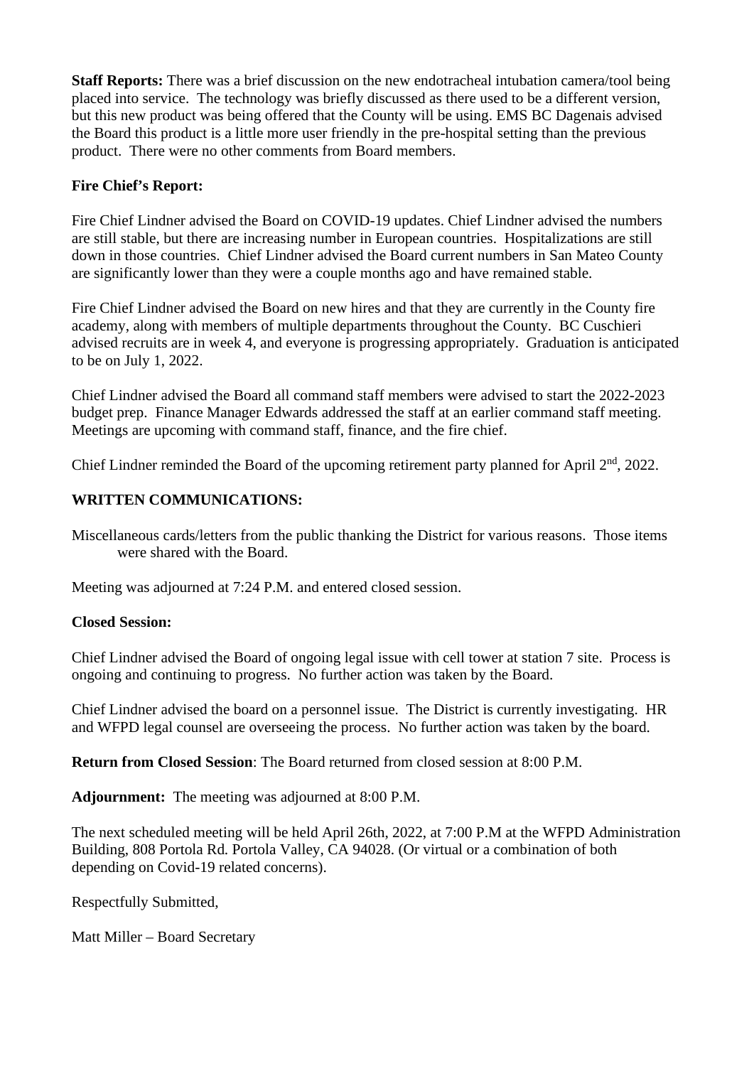**Staff Reports:** There was a brief discussion on the new endotracheal intubation camera/tool being placed into service. The technology was briefly discussed as there used to be a different version, but this new product was being offered that the County will be using. EMS BC Dagenais advised the Board this product is a little more user friendly in the pre-hospital setting than the previous product. There were no other comments from Board members.

**Fire Chief's Report:**

Fire Chief Lindner advised the Board on COVID-19 updates. Chief Lindner advised the numbers are still stable, but there are increasing number in European countries. Hospitalizations are still down in those countries. Chief Lindner advised the Board current numbers in San Mateo County are significantly lower than they were a couple months ago and have remained stable.

Fire Chief Lindner advised the Board on new hires and that they are currently in the County fire academy, along with members of multiple departments throughout the County. BC Cuschieri advised recruits are in week 4, and everyone is progressing appropriately. Graduation is anticipated to be on July 1, 2022.

Chief Lindner advised the Board all command staff members were advised to start the 2022-2023 budget prep. Finance Manager Edwards addressed the staff at an earlier command staff meeting. Meetings are upcoming with command staff, finance, and the fire chief.

Chief Lindner reminded the Board of the upcoming retirement party planned for April 2nd, 2022.

**WRITTEN COMMUNICATIONS:**

Miscellaneous cards/letters from the public thanking the District for various reasons. Those items were shared with the Board.

Meeting was adjourned at 7:24 P.M. and entered closed session.

**Closed Session:**

Chief Lindner advised the Board of ongoing legal issue with cell tower at station 7 site. Process is ongoing and continuing to progress. No further action was taken by the Board.

Chief Lindner advised the board on a personnel issue. The District is currently investigating. HR and WFPD legal counsel are overseeing the process. No further action was taken by the board.

**Return from Closed Session**: The Board returned from closed session at 8:00 P.M.

**Adjournment:** The meeting was adjourned at 8:00 P.M.

The next scheduled meeting will be held April 26th, 2022, at 7:00 P.M at the WFPD Administration Building, 808 Portola Rd. Portola Valley, CA 94028. (Or virtual or a combination of both depending on Covid-19 related concerns).

Respectfully Submitted,

Matt Miller – Board Secretary